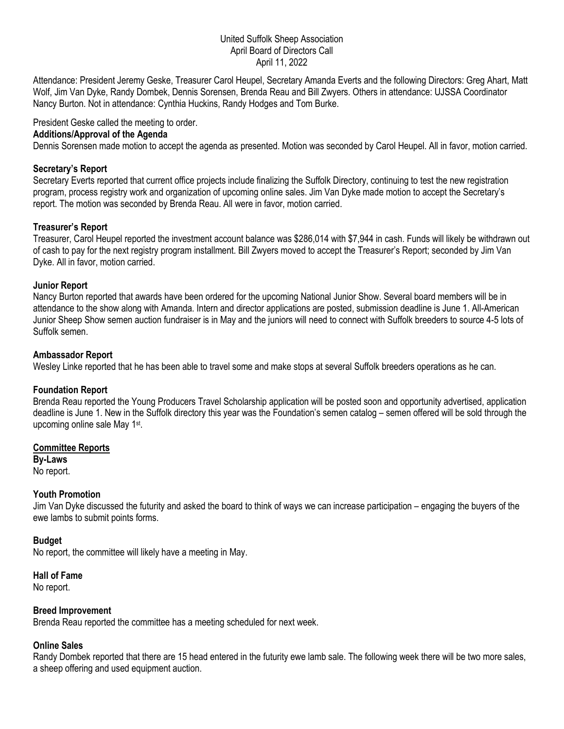United Suffolk Sheep Association
April Board of Directors Call
April 11, 2022

Attendance: President Jeremy Geske, Treasurer Carol Heupel, Secretary Amanda Everts and the following Directors: Greg Ahart, Matt Wolf, Jim Van Dyke, Randy Dombek, Dennis Sorensen, Brenda Reau and Bill Zwyers. Others in attendance: UJSSA Coordinator Nancy Burton. Not in attendance: Cynthia Huckins, Randy Hodges and Tom Burke.

President Geske called the meeting to order.

**Additions/Approval of the Agenda**

Dennis Sorensen made motion to accept the agenda as presented. Motion was seconded by Carol Heupel. All in favor, motion carried.

**Secretary's Report**

Secretary Everts reported that current office projects include finalizing the Suffolk Directory, continuing to test the new registration program, process registry work and organization of upcoming online sales. Jim Van Dyke made motion to accept the Secretary's report. The motion was seconded by Brenda Reau. All were in favor, motion carried.

**Treasurer's Report**

Treasurer, Carol Heupel reported the investment account balance was $286,014 with $7,944 in cash. Funds will likely be withdrawn out of cash to pay for the next registry program installment. Bill Zwyers moved to accept the Treasurer's Report; seconded by Jim Van Dyke. All in favor, motion carried.

**Junior Report**

Nancy Burton reported that awards have been ordered for the upcoming National Junior Show. Several board members will be in attendance to the show along with Amanda. Intern and director applications are posted, submission deadline is June 1. All-American Junior Sheep Show semen auction fundraiser is in May and the juniors will need to connect with Suffolk breeders to source 4-5 lots of Suffolk semen.

**Ambassador Report**

Wesley Linke reported that he has been able to travel some and make stops at several Suffolk breeders operations as he can.

**Foundation Report**

Brenda Reau reported the Young Producers Travel Scholarship application will be posted soon and opportunity advertised, application deadline is June 1. New in the Suffolk directory this year was the Foundation's semen catalog – semen offered will be sold through the upcoming online sale May 1st.

**Committee Reports**

**By-Laws**

No report.

**Youth Promotion**

Jim Van Dyke discussed the futurity and asked the board to think of ways we can increase participation – engaging the buyers of the ewe lambs to submit points forms.

**Budget**

No report, the committee will likely have a meeting in May.

**Hall of Fame**

No report.

**Breed Improvement**

Brenda Reau reported the committee has a meeting scheduled for next week.

**Online Sales**

Randy Dombek reported that there are 15 head entered in the futurity ewe lamb sale. The following week there will be two more sales, a sheep offering and used equipment auction.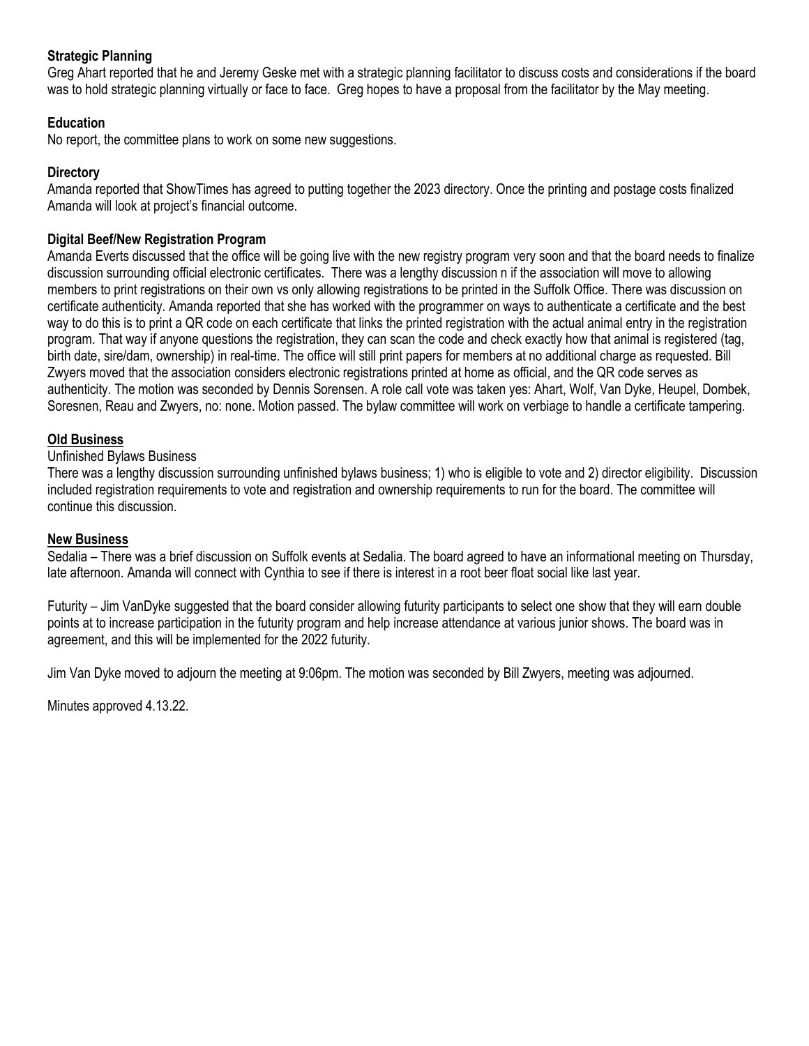**Strategic Planning**
Greg Ahart reported that he and Jeremy Geske met with a strategic planning facilitator to discuss costs and considerations if the board was to hold strategic planning virtually or face to face. Greg hopes to have a proposal from the facilitator by the May meeting.

**Education**
No report, the committee plans to work on some new suggestions.

**Directory**
Amanda reported that ShowTimes has agreed to putting together the 2023 directory. Once the printing and postage costs finalized Amanda will look at project's financial outcome.

**Digital Beef/New Registration Program**
Amanda Everts discussed that the office will be going live with the new registry program very soon and that the board needs to finalize discussion surrounding official electronic certificates. There was a lengthy discussion n if the association will move to allowing members to print registrations on their own vs only allowing registrations to be printed in the Suffolk Office. There was discussion on certificate authenticity. Amanda reported that she has worked with the programmer on ways to authenticate a certificate and the best way to do this is to print a QR code on each certificate that links the printed registration with the actual animal entry in the registration program. That way if anyone questions the registration, they can scan the code and check exactly how that animal is registered (tag, birth date, sire/dam, ownership) in real-time. The office will still print papers for members at no additional charge as requested. Bill Zwyers moved that the association considers electronic registrations printed at home as official, and the QR code serves as authenticity. The motion was seconded by Dennis Sorensen. A role call vote was taken yes: Ahart, Wolf, Van Dyke, Heupel, Dombek, Soresnen, Reau and Zwyers, no: none. Motion passed. The bylaw committee will work on verbiage to handle a certificate tampering.

**Old Business**

Unfinished Bylaws Business

There was a lengthy discussion surrounding unfinished bylaws business; 1) who is eligible to vote and 2) director eligibility. Discussion included registration requirements to vote and registration and ownership requirements to run for the board. The committee will continue this discussion.

**New Business**

Sedalia – There was a brief discussion on Suffolk events at Sedalia. The board agreed to have an informational meeting on Thursday, late afternoon. Amanda will connect with Cynthia to see if there is interest in a root beer float social like last year.

Futurity – Jim VanDyke suggested that the board consider allowing futurity participants to select one show that they will earn double points at to increase participation in the futurity program and help increase attendance at various junior shows. The board was in agreement, and this will be implemented for the 2022 futurity.

Jim Van Dyke moved to adjourn the meeting at 9:06pm. The motion was seconded by Bill Zwyers, meeting was adjourned.

Minutes approved 4.13.22.